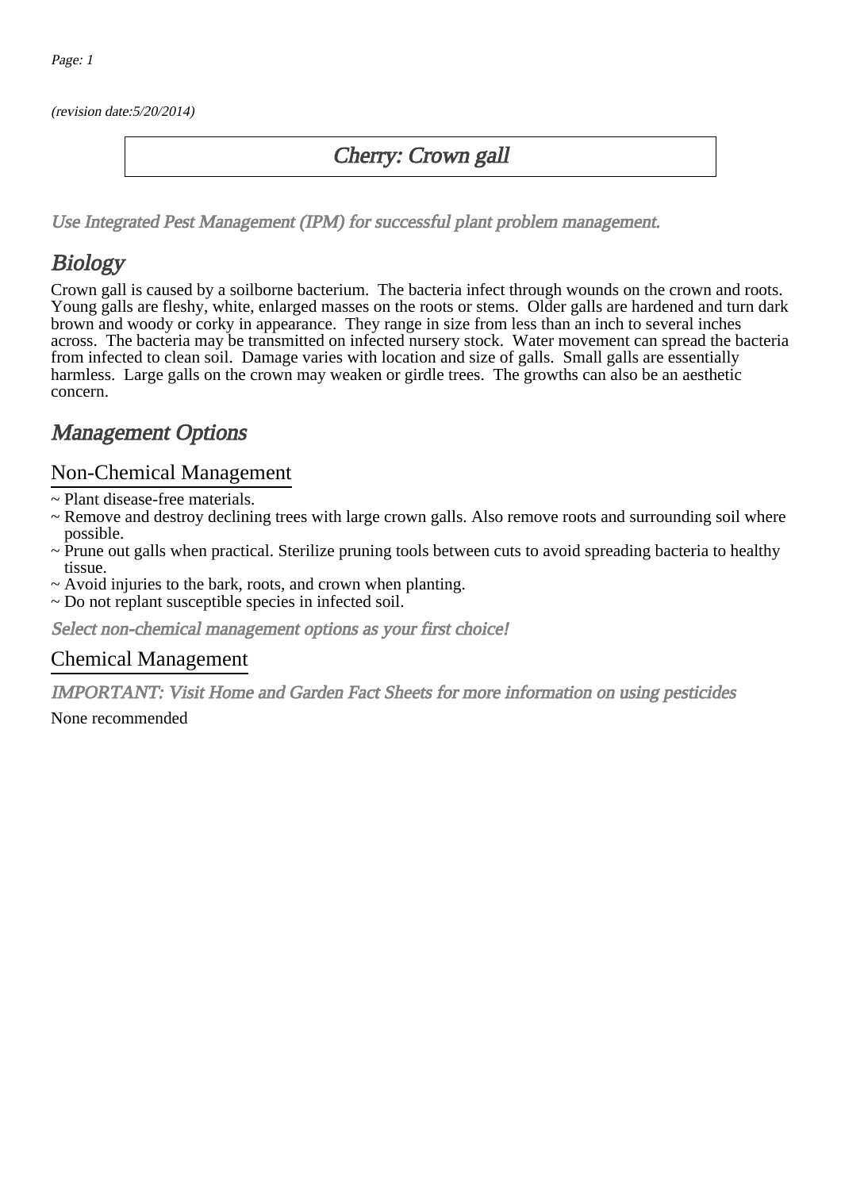*(revision date:5/20/2014)*

# Cherry: Crown gall

*Use Integrated Pest Management (IPM) for successful plant problem management.*

## Biology

Crown gall is caused by a soilborne bacterium. The bacteria infect through wounds on the crown and roots. Young galls are fleshy, white, enlarged masses on the roots or stems. Older galls are hardened and turn dark brown and woody or corky in appearance. They range in size from less than an inch to several inches across. The bacteria may be transmitted on infected nursery stock. Water movement can spread the bacteria from infected to clean soil. Damage varies with location and size of galls. Small galls are essentially harmless. Large galls on the crown may weaken or girdle trees. The growths can also be an aesthetic concern.

## Management Options

### Non-Chemical Management

~ Plant disease-free materials.
~ Remove and destroy declining trees with large crown galls. Also remove roots and surrounding soil where possible.
~ Prune out galls when practical. Sterilize pruning tools between cuts to avoid spreading bacteria to healthy tissue.
~ Avoid injuries to the bark, roots, and crown when planting.
~ Do not replant susceptible species in infected soil.

*Select non-chemical management options as your first choice!*

### Chemical Management

*IMPORTANT: Visit Home and Garden Fact Sheets for more information on using pesticides*

None recommended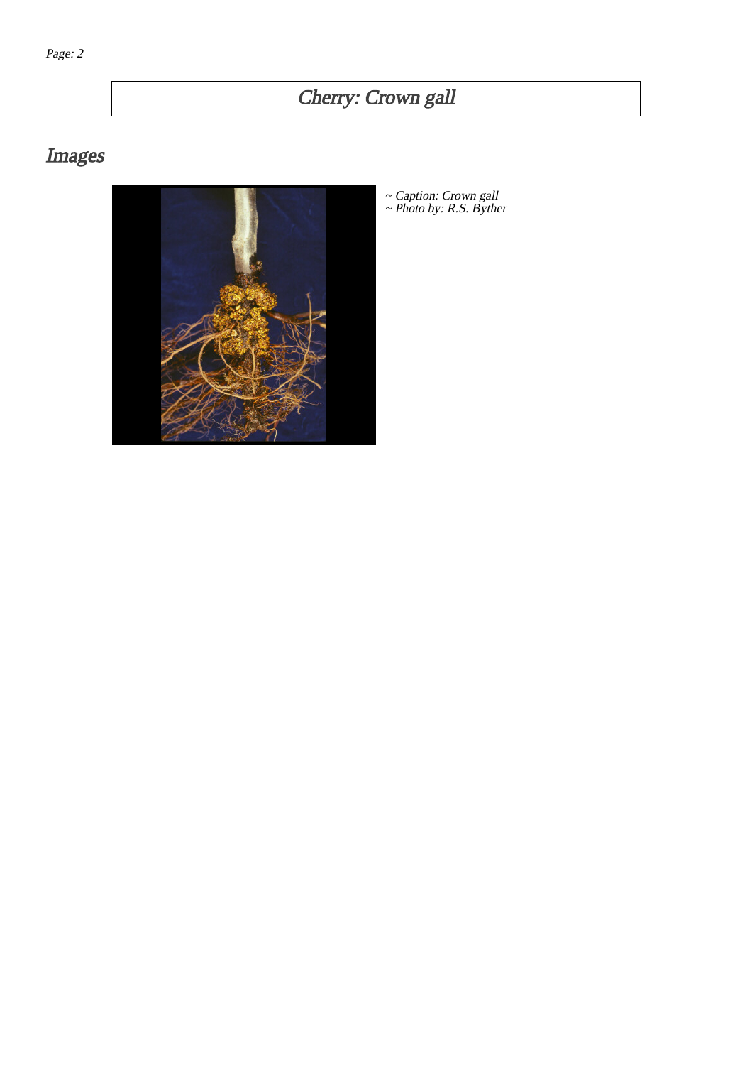# Cherry: Crown gall

## Images

~ Caption: Crown gall
~ Photo by: R.S. Byther